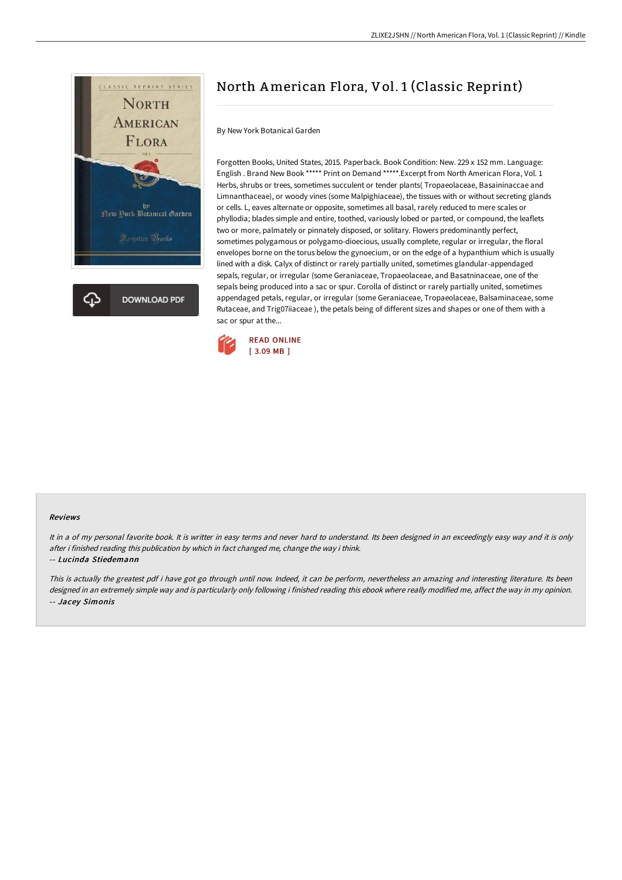# North American Flora, Vol. 1 (Classic Reprint)

By New York Botanical Garden

Forgotten Books, United States, 2015. Paperback. Book Condition: New. 229 x 152 mm. Language: English . Brand New Book ***** Print on Demand *****.Excerpt from North American Flora, Vol. 1 Herbs, shrubs or trees, sometimes succulent or tender plants( Tropaeolaceae, Basaininaccae and Limnanthaceae), or woody vines (some Malpighiaceae), the tissues with or without secreting glands or cells. L, eaves alternate or opposite, sometimes all basal, rarely reduced to mere scales or phyllodia; blades simple and entire, toothed, variously lobed or parted, or compound, the leaflets two or more, palmately or pinnately disposed, or solitary. Flowers predominantly perfect, sometimes polygamous or polygamo-dioecious, usually complete, regular or irregular, the floral envelopes borne on the torus below the gynoecium, or on the edge of a hypanthium which is usually lined with a disk. Calyx of distinct or rarely partially united, sometimes glandular-appendaged sepals, regular, or irregular (some Geraniaceae, Tropaeolaceae, and Basatninaceae, one of the sepals being produced into a sac or spur. Corolla of distinct or rarely partially united, sometimes appendaged petals, regular, or irregular (some Geraniaceae, Tropaeolaceae, Balsaminaceae, some Rutaceae, and Trig07iiaceae ), the petals being of different sizes and shapes or one of them with a sac or spur at the...

READ ONLINE
[ 3.09 MB ]

DOWNLOAD PDF

### Reviews

*It in a of my personal favorite book. It is writter in easy terms and never hard to understand. Its been designed in an exceedingly easy way and it is only after i finished reading this publication by which in fact changed me, change the way i think.*

*-- Lucinda Stiedemann*

*This is actually the greatest pdf i have got go through until now. Indeed, it can be perform, nevertheless an amazing and interesting literature. Its been designed in an extremely simple way and is particularly only following i finished reading this ebook where really modified me, affect the way in my opinion.*

*-- Jacey Simonis*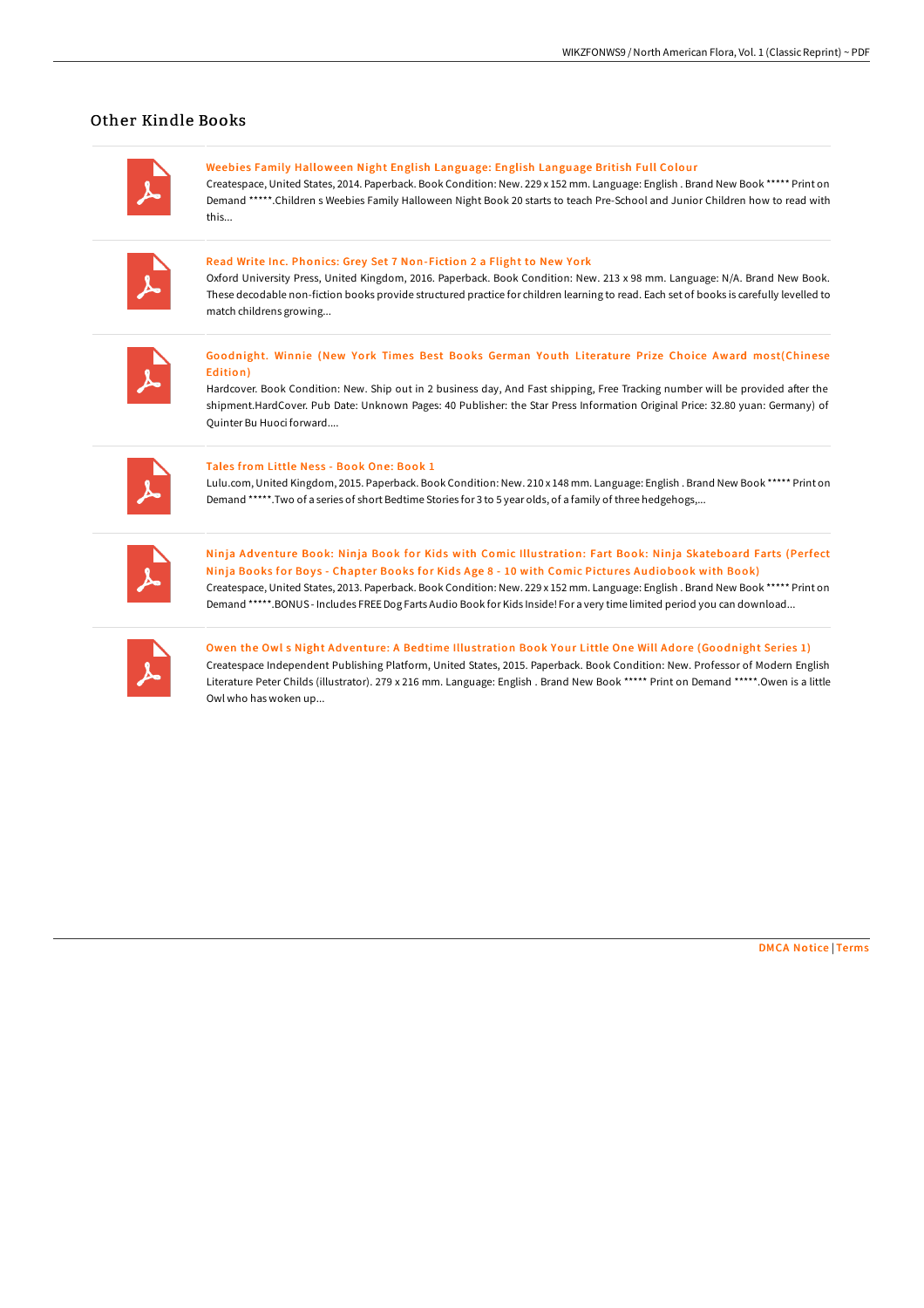## Other Kindle Books

**Weebies Family Halloween Night English Language: English Language British Full Colour**

Createspace, United States, 2014. Paperback. Book Condition: New. 229 x 152 mm. Language: English . Brand New Book ***** Print on Demand *****.Children s Weebies Family Halloween Night Book 20 starts to teach Pre-School and Junior Children how to read with this...

**Read Write Inc. Phonics: Grey Set 7 Non-Fiction 2 a Flight to New York**

Oxford University Press, United Kingdom, 2016. Paperback. Book Condition: New. 213 x 98 mm. Language: N/A. Brand New Book. These decodable non-fiction books provide structured practice for children learning to read. Each set of books is carefully levelled to match childrens growing...

**Goodnight. Winnie (New York Times Best Books German Youth Literature Prize Choice Award most(Chinese Edition)**

Hardcover. Book Condition: New. Ship out in 2 business day, And Fast shipping, Free Tracking number will be provided after the shipment.HardCover. Pub Date: Unknown Pages: 40 Publisher: the Star Press Information Original Price: 32.80 yuan: Germany) of Quinter Bu Huoci forward....

**Tales from Little Ness - Book One: Book 1**

Lulu.com, United Kingdom, 2015. Paperback. Book Condition: New. 210 x 148 mm. Language: English . Brand New Book ***** Print on Demand *****.Two of a series of short Bedtime Stories for 3 to 5 year olds, of a family of three hedgehogs,...

**Ninja Adventure Book: Ninja Book for Kids with Comic Illustration: Fart Book: Ninja Skateboard Farts (Perfect Ninja Books for Boys - Chapter Books for Kids Age 8 - 10 with Comic Pictures Audiobook with Book)**

Createspace, United States, 2013. Paperback. Book Condition: New. 229 x 152 mm. Language: English . Brand New Book ***** Print on Demand *****.BONUS - Includes FREE Dog Farts Audio Book for Kids Inside! For a very time limited period you can download...

**Owen the Owl s Night Adventure: A Bedtime Illustration Book Your Little One Will Adore (Goodnight Series 1)**

Createspace Independent Publishing Platform, United States, 2015. Paperback. Book Condition: New. Professor of Modern English Literature Peter Childs (illustrator). 279 x 216 mm. Language: English . Brand New Book ***** Print on Demand *****.Owen is a little Owl who has woken up...

DMCA Notice | Terms